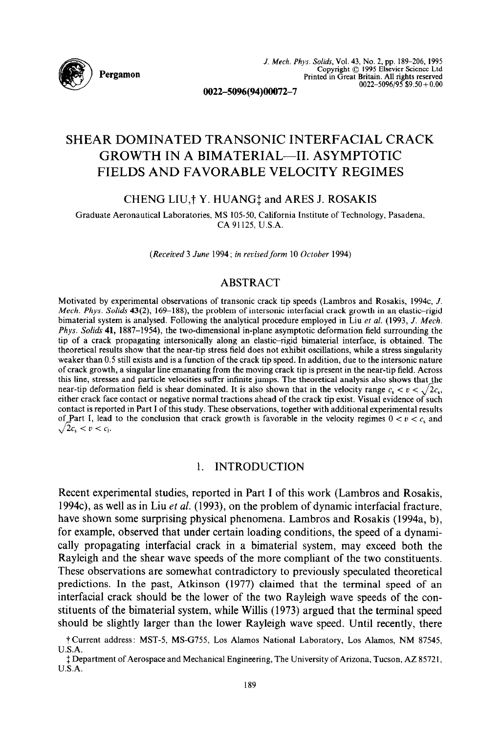# SHEAR DOMINATED TRANSONIC INTERFACIAL CRACK GROWTH IN A BIMATERIAL—II. ASYMPTOTIC FIELDS AND FAVORABLE VELOCITY REGIMES

CHENG LIU,† Y. HUANG‡ and ARES J. ROSAKIS

Graduate Aeronautical Laboratories, MS 105-50, California Institute of Technology, Pasadena, CA 91125, U.S.A.

*(Received 3 June 1994; in revised form 10 October 1994)*

## ABSTRACT

Motivated by experimental observations of transonic crack tip speeds (Lambros and Rosakis, 1994c, *J. Mech. Phys. Solids* **43**(2), 169–188), the problem of intersonic interfacial crack growth in an elastic–rigid bimaterial system is analysed. Following the analytical procedure employed in Liu *et al.* (1993, *J. Mech. Phys. Solids* **41**, 1887–1954), the two-dimensional in-plane asymptotic deformation field surrounding the tip of a crack propagating intersonically along an elastic–rigid bimaterial interface, is obtained. The theoretical results show that the near-tip stress field does not exhibit oscillations, while a stress singularity weaker than 0.5 still exists and is a function of the crack tip speed. In addition, due to the intersonic nature of crack growth, a singular line emanating from the moving crack tip is present in the near-tip field. Across this line, stresses and particle velocities suffer infinite jumps. The theoretical analysis also shows that the near-tip deformation field is shear dominated. It is also shown that in the velocity range $c_s < v < \sqrt{2}c_s$, either crack face contact or negative normal tractions ahead of the crack tip exist. Visual evidence of such contact is reported in Part I of this study. These observations, together with additional experimental results of Part I, lead to the conclusion that crack growth is favorable in the velocity regimes $0 < v < c_s$ and $\sqrt{2}c_s < v < c_l$.

## 1. INTRODUCTION

Recent experimental studies, reported in Part I of this work (Lambros and Rosakis, 1994c), as well as in Liu *et al.* (1993), on the problem of dynamic interfacial fracture, have shown some surprising physical phenomena. Lambros and Rosakis (1994a, b), for example, observed that under certain loading conditions, the speed of a dynamically propagating interfacial crack in a bimaterial system, may exceed both the Rayleigh and the shear wave speeds of the more compliant of the two constituents. These observations are somewhat contradictory to previously speculated theoretical predictions. In the past, Atkinson (1977) claimed that the terminal speed of an interfacial crack should be the lower of the two Rayleigh wave speeds of the constituents of the bimaterial system, while Willis (1973) argued that the terminal speed should be slightly larger than the lower Rayleigh wave speed. Until recently, there

† Current address: MST-5, MS-G755, Los Alamos National Laboratory, Los Alamos, NM 87545, U.S.A.

‡ Department of Aerospace and Mechanical Engineering, The University of Arizona, Tucson, AZ 85721, U.S.A.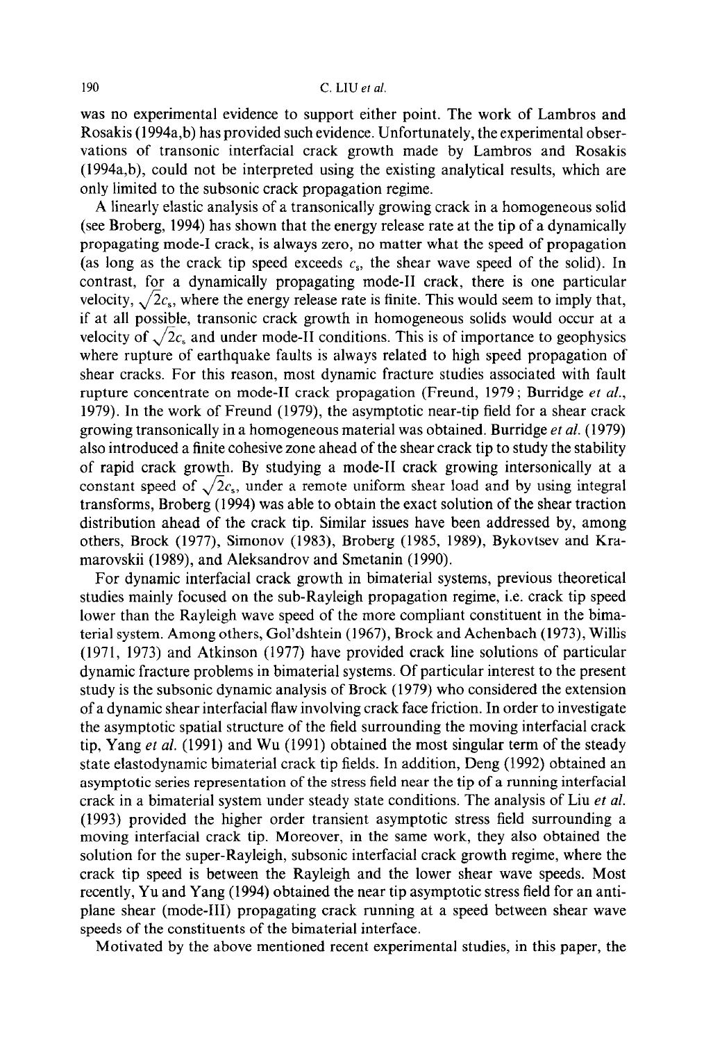was no experimental evidence to support either point. The work of Lambros and Rosakis (1994a,b) has provided such evidence. Unfortunately, the experimental observations of transonic interfacial crack growth made by Lambros and Rosakis (1994a,b), could not be interpreted using the existing analytical results, which are only limited to the subsonic crack propagation regime.

A linearly elastic analysis of a transonically growing crack in a homogeneous solid (see Broberg, 1994) has shown that the energy release rate at the tip of a dynamically propagating mode-I crack, is always zero, no matter what the speed of propagation (as long as the crack tip speed exceeds $c_s$, the shear wave speed of the solid). In contrast, for a dynamically propagating mode-II crack, there is one particular velocity, $\sqrt{2}c_s$, where the energy release rate is finite. This would seem to imply that, if at all possible, transonic crack growth in homogeneous solids would occur at a velocity of $\sqrt{2}c_s$ and under mode-II conditions. This is of importance to geophysics where rupture of earthquake faults is always related to high speed propagation of shear cracks. For this reason, most dynamic fracture studies associated with fault rupture concentrate on mode-II crack propagation (Freund, 1979; Burridge *et al.*, 1979). In the work of Freund (1979), the asymptotic near-tip field for a shear crack growing transonically in a homogeneous material was obtained. Burridge *et al.* (1979) also introduced a finite cohesive zone ahead of the shear crack tip to study the stability of rapid crack growth. By studying a mode-II crack growing intersonically at a constant speed of $\sqrt{2}c_s$, under a remote uniform shear load and by using integral transforms, Broberg (1994) was able to obtain the exact solution of the shear traction distribution ahead of the crack tip. Similar issues have been addressed by, among others, Brock (1977), Simonov (1983), Broberg (1985, 1989), Bykovtsev and Kramarovskii (1989), and Aleksandrov and Smetanin (1990).

For dynamic interfacial crack growth in bimaterial systems, previous theoretical studies mainly focused on the sub-Rayleigh propagation regime, i.e. crack tip speed lower than the Rayleigh wave speed of the more compliant constituent in the bimaterial system. Among others, Gol'dshtein (1967), Brock and Achenbach (1973), Willis (1971, 1973) and Atkinson (1977) have provided crack line solutions of particular dynamic fracture problems in bimaterial systems. Of particular interest to the present study is the subsonic dynamic analysis of Brock (1979) who considered the extension of a dynamic shear interfacial flaw involving crack face friction. In order to investigate the asymptotic spatial structure of the field surrounding the moving interfacial crack tip, Yang *et al.* (1991) and Wu (1991) obtained the most singular term of the steady state elastodynamic bimaterial crack tip fields. In addition, Deng (1992) obtained an asymptotic series representation of the stress field near the tip of a running interfacial crack in a bimaterial system under steady state conditions. The analysis of Liu *et al.* (1993) provided the higher order transient asymptotic stress field surrounding a moving interfacial crack tip. Moreover, in the same work, they also obtained the solution for the super-Rayleigh, subsonic interfacial crack growth regime, where the crack tip speed is between the Rayleigh and the lower shear wave speeds. Most recently, Yu and Yang (1994) obtained the near tip asymptotic stress field for an anti-plane shear (mode-III) propagating crack running at a speed between shear wave speeds of the constituents of the bimaterial interface.

Motivated by the above mentioned recent experimental studies, in this paper, the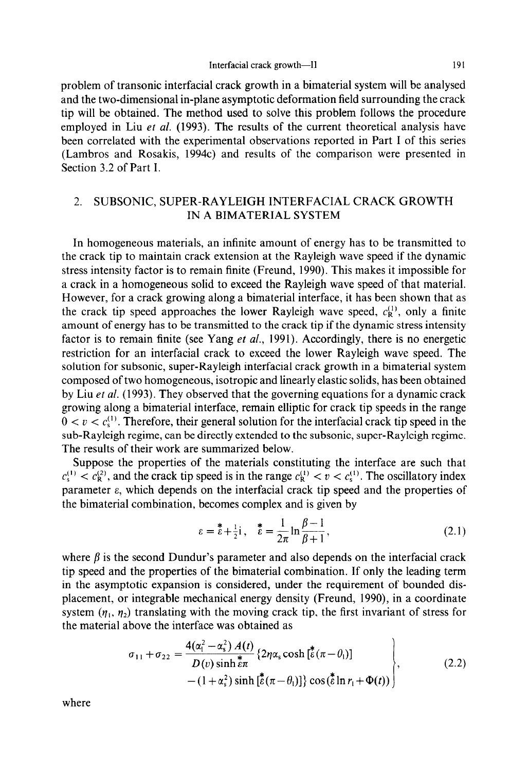problem of transonic interfacial crack growth in a bimaterial system will be analysed and the two-dimensional in-plane asymptotic deformation field surrounding the crack tip will be obtained. The method used to solve this problem follows the procedure employed in Liu *et al.* (1993). The results of the current theoretical analysis have been correlated with the experimental observations reported in Part I of this series (Lambros and Rosakis, 1994c) and results of the comparison were presented in Section 3.2 of Part I.

## 2. SUBSONIC, SUPER-RAYLEIGH INTERFACIAL CRACK GROWTH IN A BIMATERIAL SYSTEM

In homogeneous materials, an infinite amount of energy has to be transmitted to the crack tip to maintain crack extension at the Rayleigh wave speed if the dynamic stress intensity factor is to remain finite (Freund, 1990). This makes it impossible for a crack in a homogeneous solid to exceed the Rayleigh wave speed of that material. However, for a crack growing along a bimaterial interface, it has been shown that as the crack tip speed approaches the lower Rayleigh wave speed, $c_R^{(1)}$, only a finite amount of energy has to be transmitted to the crack tip if the dynamic stress intensity factor is to remain finite (see Yang *et al.*, 1991). Accordingly, there is no energetic restriction for an interfacial crack to exceed the lower Rayleigh wave speed. The solution for subsonic, super-Rayleigh interfacial crack growth in a bimaterial system composed of two homogeneous, isotropic and linearly elastic solids, has been obtained by Liu *et al.* (1993). They observed that the governing equations for a dynamic crack growing along a bimaterial interface, remain elliptic for crack tip speeds in the range $0 < v < c_s^{(1)}$. Therefore, their general solution for the interfacial crack tip speed in the sub-Rayleigh regime, can be directly extended to the subsonic, super-Rayleigh regime. The results of their work are summarized below.

Suppose the properties of the materials constituting the interface are such that $c_s^{(1)} < c_R^{(2)}$, and the crack tip speed is in the range $c_R^{(1)} < v < c_s^{(1)}$. The oscillatory index parameter $\varepsilon$, which depends on the interfacial crack tip speed and the properties of the bimaterial combination, becomes complex and is given by

$$\varepsilon = \overset{*}{\varepsilon} + \tfrac{1}{2}\mathrm{i}, \quad \overset{*}{\varepsilon} = \frac{1}{2\pi}\ln\frac{\beta - 1}{\beta + 1}, \tag{2.1}$$

where $\beta$ is the second Dundur's parameter and also depends on the interfacial crack tip speed and the properties of the bimaterial combination. If only the leading term in the asymptotic expansion is considered, under the requirement of bounded displacement, or integrable mechanical energy density (Freund, 1990), in a coordinate system $(\eta_1, \eta_2)$ translating with the moving crack tip, the first invariant of stress for the material above the interface was obtained as

$$\left.\begin{aligned} \sigma_{11} + \sigma_{22} = \frac{4(\alpha_l^2 - \alpha_s^2)\,A(t)}{D(v)\sinh \overset{*}{\varepsilon}\pi} \{2\eta\alpha_s \cosh[\overset{*}{\varepsilon}(\pi - \theta_l)] \\ -(1+\alpha_s^2)\sinh[\overset{*}{\varepsilon}(\pi - \theta_l)]\}\cos(\overset{*}{\varepsilon}\ln r_l + \Phi(t)) \end{aligned}\right\}, \tag{2.2}$$

where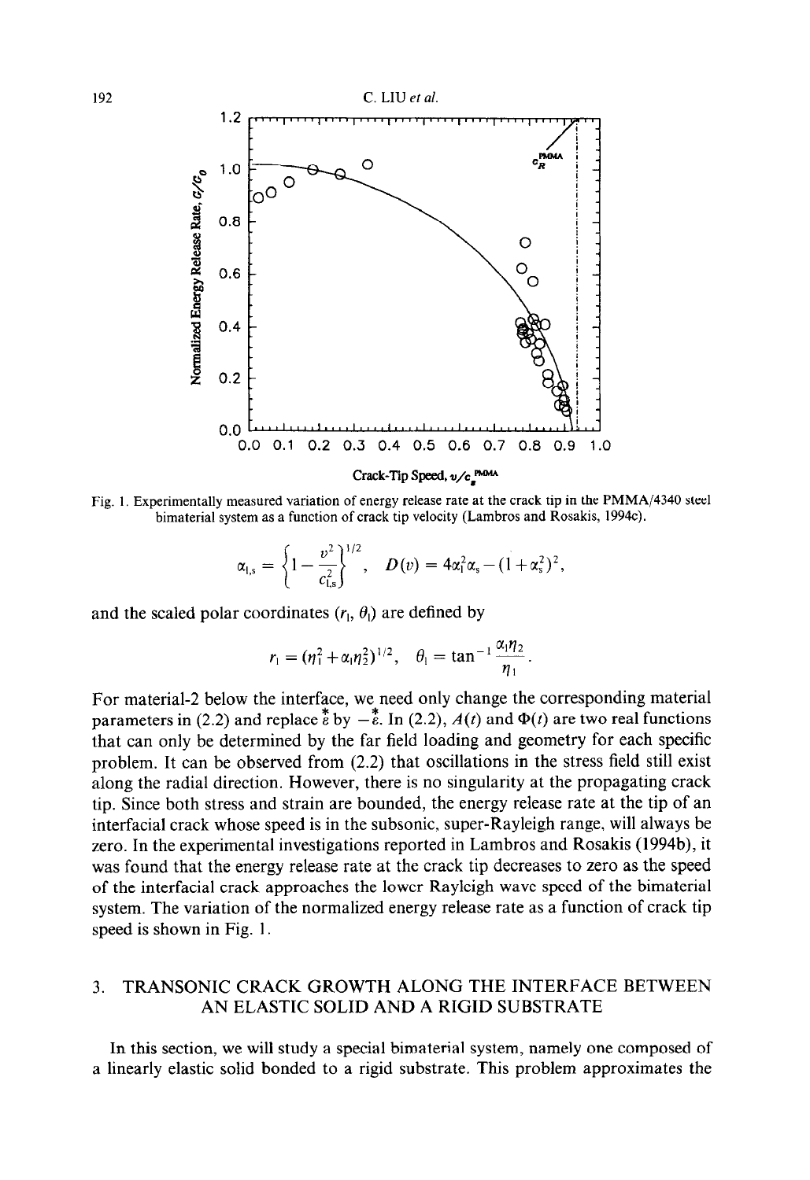Fig. 1. Experimentally measured variation of energy release rate at the crack tip in the PMMA/4340 steel bimaterial system as a function of crack tip velocity (Lambros and Rosakis, 1994c).

$$\alpha_{l,s} = \left\{1 - \frac{v^2}{c_{l,s}^2}\right\}^{1/2}, \quad D(v) = 4\alpha_l^2\alpha_s - (1+\alpha_s^2)^2,$$

and the scaled polar coordinates $(r_l, \theta_l)$ are defined by

$$r_l = (\eta_1^2 + \alpha_l \eta_2^2)^{1/2}, \quad \theta_l = \tan^{-1}\frac{\alpha_l \eta_2}{\eta_1}.$$

For material-2 below the interface, we need only change the corresponding material parameters in (2.2) and replace $\overset{*}{\varepsilon}$ by $-\overset{*}{\varepsilon}$. In (2.2), $A(t)$ and $\Phi(t)$ are two real functions that can only be determined by the far field loading and geometry for each specific problem. It can be observed from (2.2) that oscillations in the stress field still exist along the radial direction. However, there is no singularity at the propagating crack tip. Since both stress and strain are bounded, the energy release rate at the tip of an interfacial crack whose speed is in the subsonic, super-Rayleigh range, will always be zero. In the experimental investigations reported in Lambros and Rosakis (1994b), it was found that the energy release rate at the crack tip decreases to zero as the speed of the interfacial crack approaches the lower Rayleigh wave speed of the bimaterial system. The variation of the normalized energy release rate as a function of crack tip speed is shown in Fig. 1.

## 3. TRANSONIC CRACK GROWTH ALONG THE INTERFACE BETWEEN AN ELASTIC SOLID AND A RIGID SUBSTRATE

In this section, we will study a special bimaterial system, namely one composed of a linearly elastic solid bonded to a rigid substrate. This problem approximates the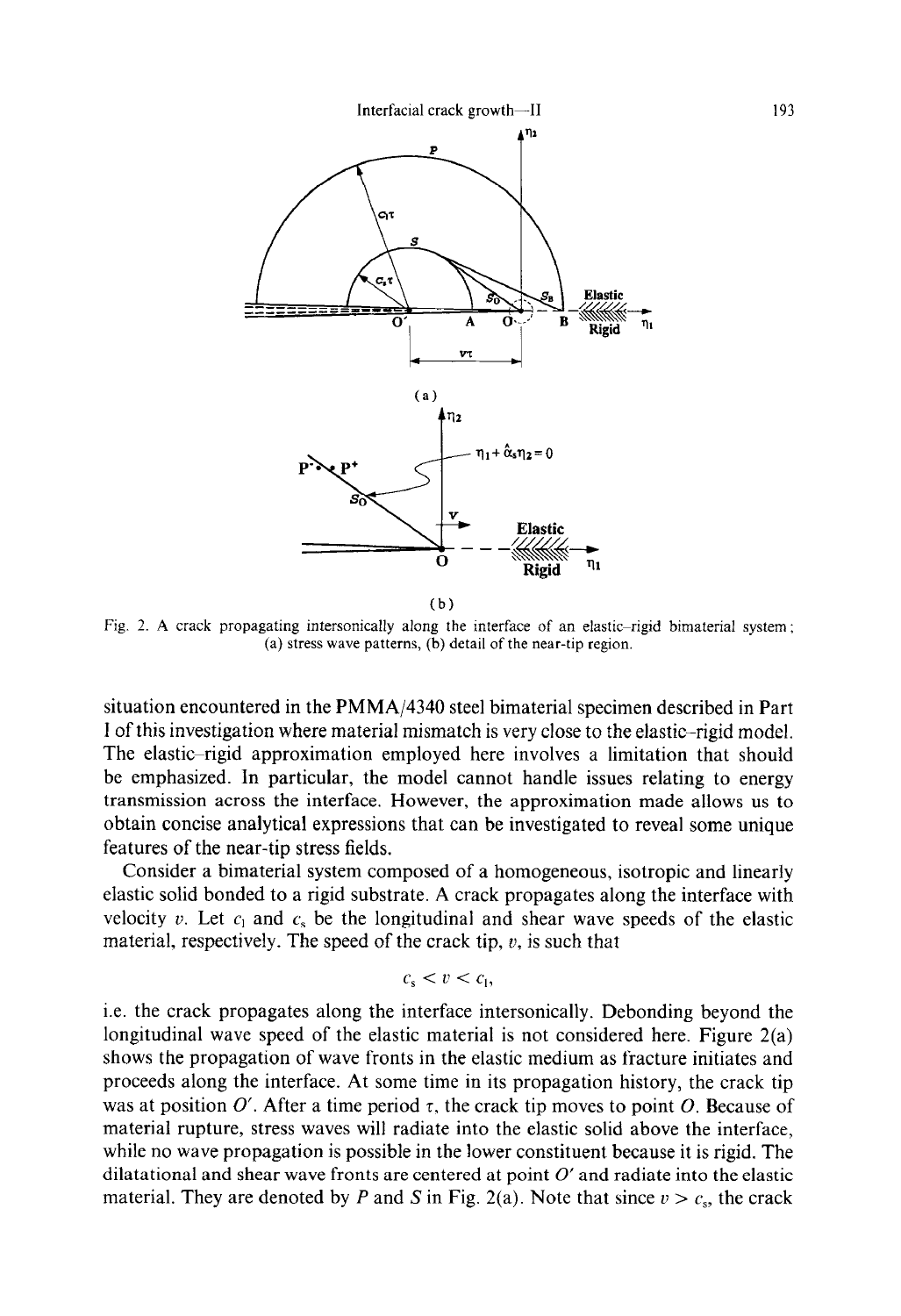Fig. 2. A crack propagating intersonically along the interface of an elastic–rigid bimaterial system; (a) stress wave patterns, (b) detail of the near-tip region.

situation encountered in the PMMA/4340 steel bimaterial specimen described in Part I of this investigation where material mismatch is very close to the elastic–rigid model. The elastic–rigid approximation employed here involves a limitation that should be emphasized. In particular, the model cannot handle issues relating to energy transmission across the interface. However, the approximation made allows us to obtain concise analytical expressions that can be investigated to reveal some unique features of the near-tip stress fields.

Consider a bimaterial system composed of a homogeneous, isotropic and linearly elastic solid bonded to a rigid substrate. A crack propagates along the interface with velocity $v$. Let $c_l$ and $c_s$ be the longitudinal and shear wave speeds of the elastic material, respectively. The speed of the crack tip, $v$, is such that

$$c_s < v < c_l,$$

i.e. the crack propagates along the interface intersonically. Debonding beyond the longitudinal wave speed of the elastic material is not considered here. Figure 2(a) shows the propagation of wave fronts in the elastic medium as fracture initiates and proceeds along the interface. At some time in its propagation history, the crack tip was at position $O'$. After a time period $\tau$, the crack tip moves to point $O$. Because of material rupture, stress waves will radiate into the elastic solid above the interface, while no wave propagation is possible in the lower constituent because it is rigid. The dilatational and shear wave fronts are centered at point $O'$ and radiate into the elastic material. They are denoted by $P$ and $S$ in Fig. 2(a). Note that since $v > c_s$, the crack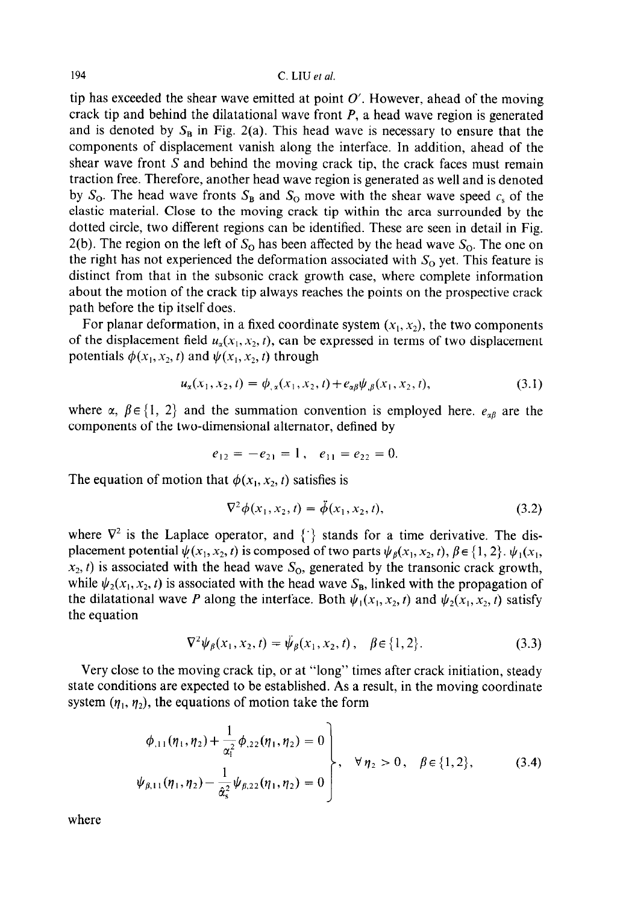tip has exceeded the shear wave emitted at point $O'$. However, ahead of the moving crack tip and behind the dilatational wave front $P$, a head wave region is generated and is denoted by $S_B$ in Fig. 2(a). This head wave is necessary to ensure that the components of displacement vanish along the interface. In addition, ahead of the shear wave front $S$ and behind the moving crack tip, the crack faces must remain traction free. Therefore, another head wave region is generated as well and is denoted by $S_O$. The head wave fronts $S_B$ and $S_O$ move with the shear wave speed $c_s$ of the elastic material. Close to the moving crack tip within the area surrounded by the dotted circle, two different regions can be identified. These are seen in detail in Fig. 2(b). The region on the left of $S_O$ has been affected by the head wave $S_O$. The one on the right has not experienced the deformation associated with $S_O$ yet. This feature is distinct from that in the subsonic crack growth case, where complete information about the motion of the crack tip always reaches the points on the prospective crack path before the tip itself does.

For planar deformation, in a fixed coordinate system $(x_1, x_2)$, the two components of the displacement field $u_\alpha(x_1, x_2, t)$, can be expressed in terms of two displacement potentials $\phi(x_1, x_2, t)$ and $\psi(x_1, x_2, t)$ through

$$u_\alpha(x_1, x_2, t) = \phi_{,\alpha}(x_1, x_2, t) + e_{\alpha\beta}\psi_{,\beta}(x_1, x_2, t), \tag{3.1}$$

where $\alpha$, $\beta \in \{1, 2\}$ and the summation convention is employed here. $e_{\alpha\beta}$ are the components of the two-dimensional alternator, defined by

$$e_{12} = -e_{21} = 1, \quad e_{11} = e_{22} = 0.$$

The equation of motion that $\phi(x_1, x_2, t)$ satisfies is

$$\nabla^2\phi(x_1, x_2, t) = \ddot{\phi}(x_1, x_2, t), \tag{3.2}$$

where $\nabla^2$ is the Laplace operator, and $\{\dot{}\}$ stands for a time derivative. The displacement potential $\psi(x_1, x_2, t)$ is composed of two parts $\psi_\beta(x_1, x_2, t)$, $\beta \in \{1, 2\}$. $\psi_1(x_1, x_2, t)$ is associated with the head wave $S_O$, generated by the transonic crack growth, while $\psi_2(x_1, x_2, t)$ is associated with the head wave $S_B$, linked with the propagation of the dilatational wave $P$ along the interface. Both $\psi_1(x_1, x_2, t)$ and $\psi_2(x_1, x_2, t)$ satisfy the equation

$$\nabla^2\psi_\beta(x_1, x_2, t) = \ddot{\psi}_\beta(x_1, x_2, t), \quad \beta \in \{1, 2\}. \tag{3.3}$$

Very close to the moving crack tip, or at "long" times after crack initiation, steady state conditions are expected to be established. As a result, in the moving coordinate system $(\eta_1, \eta_2)$, the equations of motion take the form

$$\left.\begin{aligned} \phi_{,11}(\eta_1, \eta_2) + \frac{1}{\alpha_l^2}\phi_{,22}(\eta_1, \eta_2) &= 0 \\ \psi_{\beta,11}(\eta_1, \eta_2) - \frac{1}{\hat{\alpha}_s^2}\psi_{\beta,22}(\eta_1, \eta_2) &= 0 \end{aligned}\right\}, \quad \forall \eta_2 > 0, \quad \beta \in \{1, 2\}, \tag{3.4}$$

where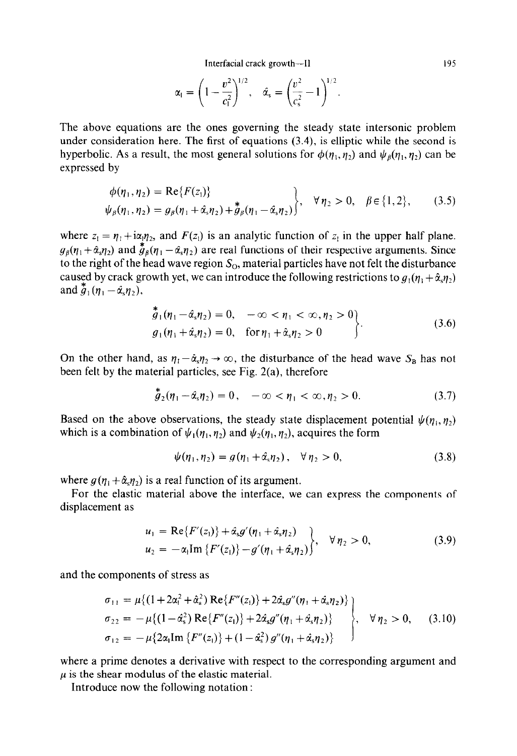$$\alpha_l = \left(1 - \frac{v^2}{c_l^2}\right)^{1/2}, \quad \hat{\alpha}_s = \left(\frac{v^2}{c_s^2} - 1\right)^{1/2}.$$

The above equations are the ones governing the steady state intersonic problem under consideration here. The first of equations (3.4), is elliptic while the second is hyperbolic. As a result, the most general solutions for $\phi(\eta_1, \eta_2)$ and $\psi_\beta(\eta_1, \eta_2)$ can be expressed by

$$\left.\begin{aligned} \phi(\eta_1, \eta_2) &= \mathrm{Re}\{F(z_l)\} \\ \psi_\beta(\eta_1, \eta_2) &= g_\beta(\eta_1 + \hat{\alpha}_s\eta_2) + \overset{*}{g}_\beta(\eta_1 - \hat{\alpha}_s\eta_2) \end{aligned}\right\}, \quad \forall \eta_2 > 0, \quad \beta \in \{1, 2\}, \tag{3.5}$$

where $z_l = \eta_1 + i\alpha_l\eta_2$, and $F(z_l)$ is an analytic function of $z_l$ in the upper half plane. $g_\beta(\eta_1 + \hat{\alpha}_s\eta_2)$ and $\overset{*}{g}_\beta(\eta_1 - \hat{\alpha}_s\eta_2)$ are real functions of their respective arguments. Since to the right of the head wave region $S_O$, material particles have not felt the disturbance caused by crack growth yet, we can introduce the following restrictions to $g_1(\eta_1 + \hat{\alpha}_s\eta_2)$ and $\overset{*}{g}_1(\eta_1 - \hat{\alpha}_s\eta_2)$,

$$\left.\begin{aligned} \overset{*}{g}_1(\eta_1 - \hat{\alpha}_s\eta_2) &= 0, \quad -\infty < \eta_1 < \infty, \eta_2 > 0 \\ g_1(\eta_1 + \hat{\alpha}_s\eta_2) &= 0, \quad \text{for } \eta_1 + \hat{\alpha}_s\eta_2 > 0 \end{aligned}\right\}. \tag{3.6}$$

On the other hand, as $\eta_1 - \hat{\alpha}_s\eta_2 \to \infty$, the disturbance of the head wave $S_B$ has not been felt by the material particles, see Fig. 2(a), therefore

$$\overset{*}{g}_2(\eta_1 - \hat{\alpha}_s\eta_2) = 0, \quad -\infty < \eta_1 < \infty, \eta_2 > 0. \tag{3.7}$$

Based on the above observations, the steady state displacement potential $\psi(\eta_1, \eta_2)$ which is a combination of $\psi_1(\eta_1, \eta_2)$ and $\psi_2(\eta_1, \eta_2)$, acquires the form

$$\psi(\eta_1, \eta_2) = g(\eta_1 + \hat{\alpha}_s\eta_2), \quad \forall \eta_2 > 0, \tag{3.8}$$

where $g(\eta_1 + \hat{\alpha}_s\eta_2)$ is a real function of its argument.

For the elastic material above the interface, we can express the components of displacement as

$$\left.\begin{aligned} u_1 &= \mathrm{Re}\{F'(z_l)\} + \hat{\alpha}_s g'(\eta_1 + \hat{\alpha}_s\eta_2) \\ u_2 &= -\alpha_l \mathrm{Im}\{F'(z_l)\} - g'(\eta_1 + \hat{\alpha}_s\eta_2) \end{aligned}\right\}, \quad \forall \eta_2 > 0, \tag{3.9}$$

and the components of stress as

$$\left.\begin{aligned} \sigma_{11} &= \mu\{(1 + 2\alpha_l^2 + \hat{\alpha}_s^2)\,\mathrm{Re}\{F''(z_l)\} + 2\hat{\alpha}_s g''(\eta_1 + \hat{\alpha}_s\eta_2)\} \\ \sigma_{22} &= -\mu\{(1 - \hat{\alpha}_s^2)\,\mathrm{Re}\{F''(z_l)\} + 2\hat{\alpha}_s g''(\eta_1 + \hat{\alpha}_s\eta_2)\} \\ \sigma_{12} &= -\mu\{2\alpha_l \mathrm{Im}\{F''(z_l)\} + (1 - \hat{\alpha}_s^2)\, g''(\eta_1 + \hat{\alpha}_s\eta_2)\} \end{aligned}\right\}, \quad \forall \eta_2 > 0, \tag{3.10}$$

where a prime denotes a derivative with respect to the corresponding argument and $\mu$ is the shear modulus of the elastic material.

Introduce now the following notation: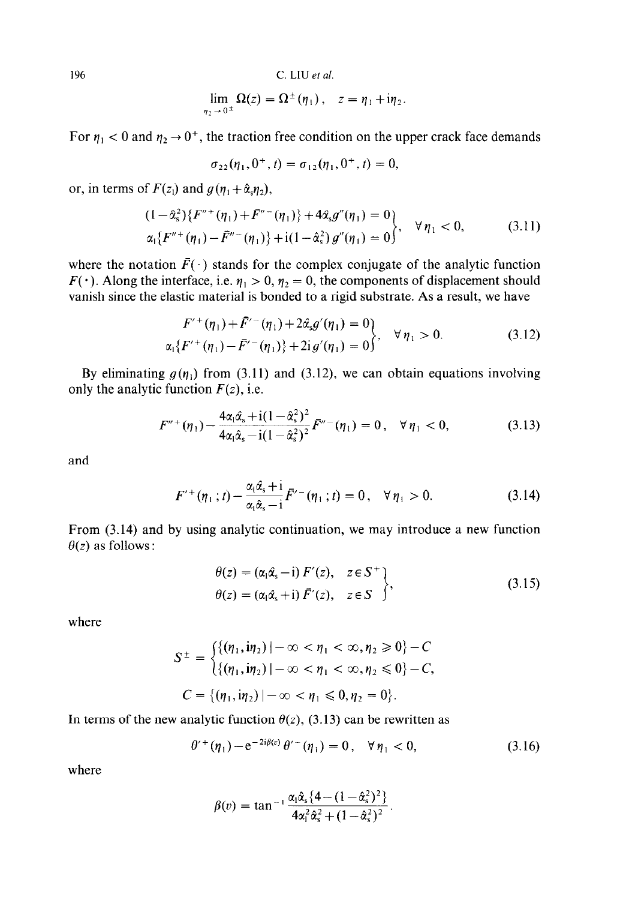$$\lim_{\eta_2 \to 0^\pm} \Omega(z) = \Omega^\pm(\eta_1), \quad z = \eta_1 + \mathrm{i}\eta_2.$$

For $\eta_1 < 0$ and $\eta_2 \to 0^+$, the traction free condition on the upper crack face demands

$$\sigma_{22}(\eta_1, 0^+, t) = \sigma_{12}(\eta_1, 0^+, t) = 0,$$

or, in terms of $F(z_1)$ and $g(\eta_1 + \hat{\alpha}_s \eta_2)$,

$$\left.\begin{aligned} (1-\hat{\alpha}_s^2)\{F''^+(\eta_1) + \bar{F}''^-(\eta_1)\} + 4\hat{\alpha}_s g''(\eta_1) &= 0 \\ \alpha_1\{F''^+(\eta_1) - \bar{F}''^-(\eta_1)\} + \mathrm{i}(1-\hat{\alpha}_s^2) g''(\eta_1) &= 0 \end{aligned}\right\}, \quad \forall \eta_1 < 0, \tag{3.11}$$

where the notation $\bar{F}(\cdot)$ stands for the complex conjugate of the analytic function $F(\cdot)$. Along the interface, i.e. $\eta_1 > 0$, $\eta_2 = 0$, the components of displacement should vanish since the elastic material is bonded to a rigid substrate. As a result, we have

$$\left.\begin{aligned} F'^+(\eta_1) + \bar{F}'^-(\eta_1) + 2\hat{\alpha}_s g'(\eta_1) &= 0 \\ \alpha_1\{F'^+(\eta_1) - \bar{F}'^-(\eta_1)\} + 2\mathrm{i}\, g'(\eta_1) &= 0 \end{aligned}\right\}, \quad \forall \eta_1 > 0. \tag{3.12}$$

By eliminating $g(\eta_1)$ from (3.11) and (3.12), we can obtain equations involving only the analytic function $F(z)$, i.e.

$$F''^+(\eta_1) - \frac{4\alpha_1\hat{\alpha}_s + \mathrm{i}(1-\hat{\alpha}_s^2)^2}{4\alpha_1\hat{\alpha}_s - \mathrm{i}(1-\hat{\alpha}_s^2)^2}\bar{F}''^-(\eta_1) = 0, \quad \forall \eta_1 < 0, \tag{3.13}$$

and

$$F'^+(\eta_1\,;t) - \frac{\alpha_1\hat{\alpha}_s + \mathrm{i}}{\alpha_1\hat{\alpha}_s - \mathrm{i}}\bar{F}'^-(\eta_1\,;t) = 0, \quad \forall \eta_1 > 0. \tag{3.14}$$

From (3.14) and by using analytic continuation, we may introduce a new function $\theta(z)$ as follows:

$$\left.\begin{aligned} \theta(z) &= (\alpha_1\hat{\alpha}_s - \mathrm{i})\, F'(z), \quad z \in S^+ \\ \theta(z) &= (\alpha_1\hat{\alpha}_s + \mathrm{i})\, \bar{F}'(z), \quad z \in S^- \end{aligned}\right\}, \tag{3.15}$$

where

$$S^\pm = \begin{cases} \{(\eta_1, \mathrm{i}\eta_2) \mid -\infty < \eta_1 < \infty, \eta_2 \geqslant 0\} - C \\ \{(\eta_1, \mathrm{i}\eta_2) \mid -\infty < \eta_1 < \infty, \eta_2 \leqslant 0\} - C, \end{cases}$$

$$C = \{(\eta_1, \mathrm{i}\eta_2) \mid -\infty < \eta_1 \leqslant 0, \eta_2 = 0\}.$$

In terms of the new analytic function $\theta(z)$, (3.13) can be rewritten as

$$\theta'^+(\eta_1) - \mathrm{e}^{-2\mathrm{i}\beta(v)}\theta'^-(\eta_1) = 0, \quad \forall \eta_1 < 0, \tag{3.16}$$

where

$$\beta(v) = \tan^{-1}\frac{\alpha_1\hat{\alpha}_s\{4 - (1-\hat{\alpha}_s^2)^2\}}{4\alpha_1^2\hat{\alpha}_s^2 + (1-\hat{\alpha}_s^2)^2}.$$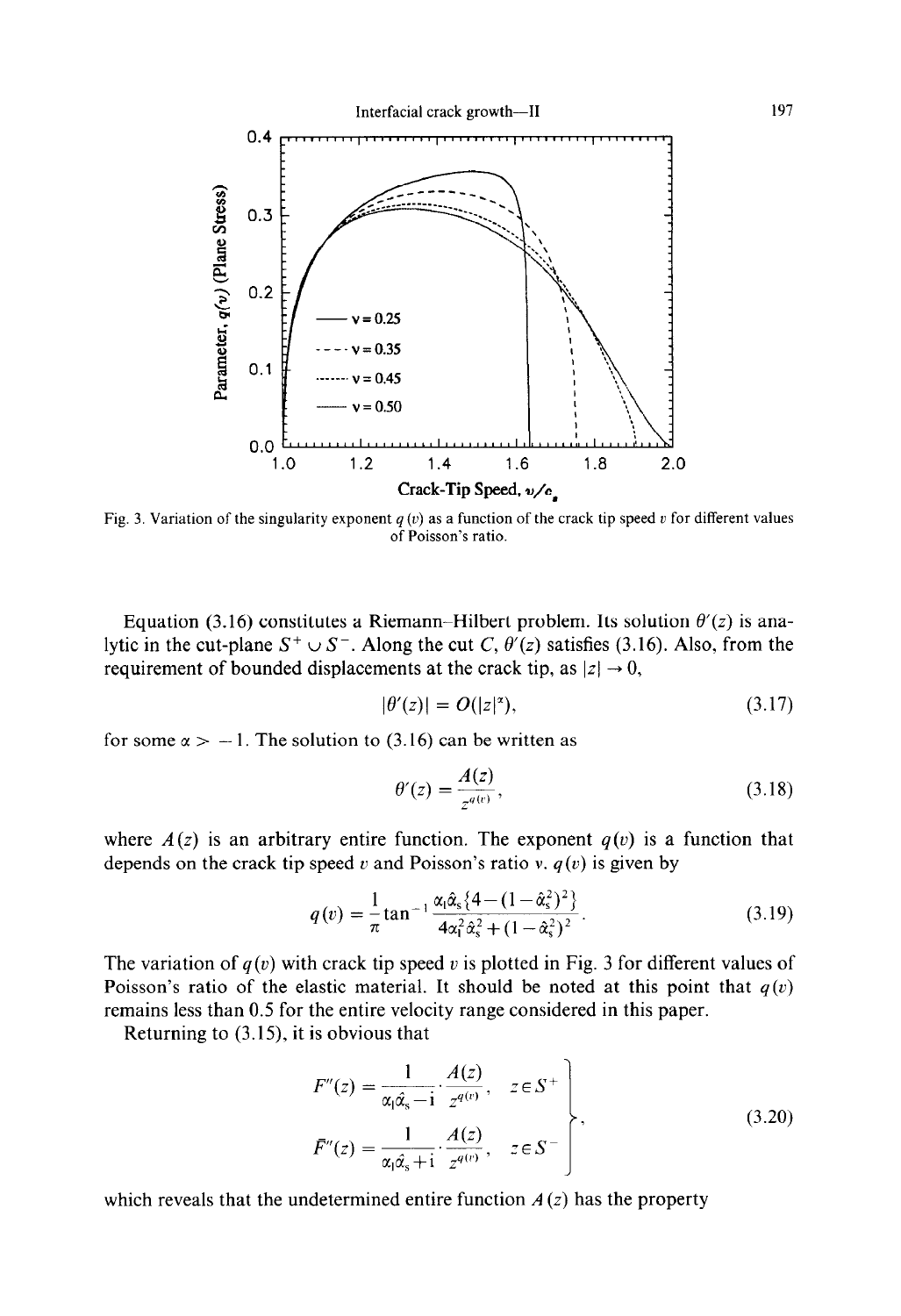Fig. 3. Variation of the singularity exponent $q(v)$ as a function of the crack tip speed $v$ for different values of Poisson's ratio.

Equation (3.16) constitutes a Riemann–Hilbert problem. Its solution $\theta'(z)$ is analytic in the cut-plane $S^+ \cup S^-$. Along the cut $C$, $\theta'(z)$ satisfies (3.16). Also, from the requirement of bounded displacements at the crack tip, as $|z| \to 0$,

$$|\theta'(z)| = O(|z|^{\alpha}), \tag{3.17}$$

for some $\alpha > -1$. The solution to (3.16) can be written as

$$\theta'(z) = \frac{A(z)}{z^{q(v)}}, \tag{3.18}$$

where $A(z)$ is an arbitrary entire function. The exponent $q(v)$ is a function that depends on the crack tip speed $v$ and Poisson's ratio $\nu$. $q(v)$ is given by

$$q(v) = \frac{1}{\pi}\tan^{-1}\frac{\alpha_l\hat{\alpha}_s\{4-(1-\hat{\alpha}_s^2)^2\}}{4\alpha_l^2\hat{\alpha}_s^2+(1-\hat{\alpha}_s^2)^2}. \tag{3.19}$$

The variation of $q(v)$ with crack tip speed $v$ is plotted in Fig. 3 for different values of Poisson's ratio of the elastic material. It should be noted at this point that $q(v)$ remains less than 0.5 for the entire velocity range considered in this paper.

Returning to (3.15), it is obvious that

$$\left.\begin{aligned} F''(z) &= \frac{1}{\alpha_l\hat{\alpha}_s - \mathrm{i}}\cdot\frac{A(z)}{z^{q(v)}}, \quad z \in S^+ \\ \bar{F}''(z) &= \frac{1}{\alpha_l\hat{\alpha}_s + \mathrm{i}}\cdot\frac{A(z)}{z^{q(v)}}, \quad z \in S^- \end{aligned}\right\}, \tag{3.20}$$

which reveals that the undetermined entire function $A(z)$ has the property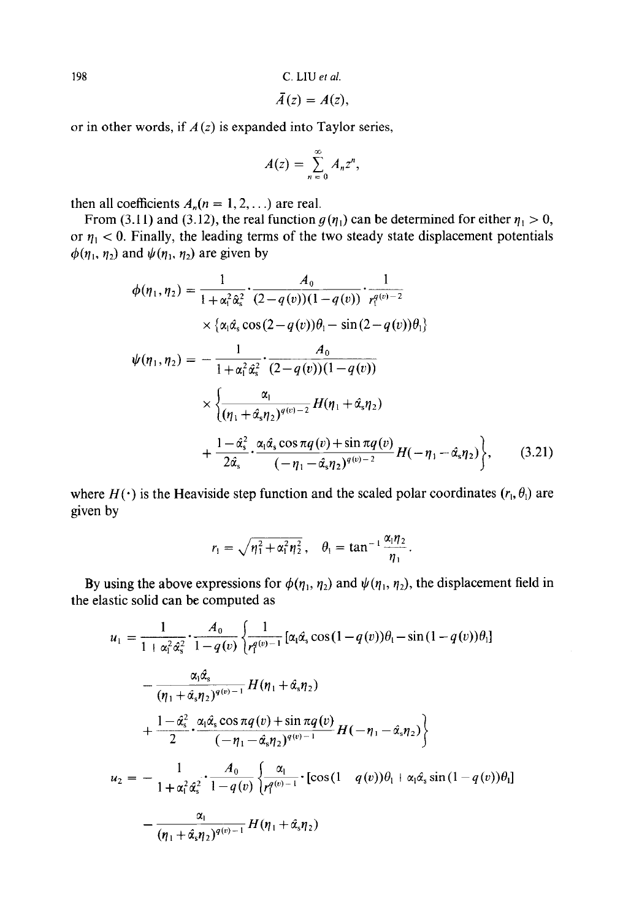$$\bar{A}(z) = A(z),$$

or in other words, if $A(z)$ is expanded into Taylor series,

$$A(z) = \sum_{n=0}^{\infty} A_n z^n,$$

then all coefficients $A_n (n = 1, 2, \ldots)$ are real.

From (3.11) and (3.12), the real function $g(\eta_1)$ can be determined for either $\eta_1 > 0$, or $\eta_1 < 0$. Finally, the leading terms of the two steady state displacement potentials $\phi(\eta_1, \eta_2)$ and $\psi(\eta_1, \eta_2)$ are given by

$$\phi(\eta_1, \eta_2) = \frac{1}{1+\alpha_1^2 \hat{\alpha}_s^2} \cdot \frac{A_0}{(2-q(v))(1-q(v))} \cdot \frac{1}{r_1^{q(v)-2}} \times \{\alpha_1 \hat{\alpha}_s \cos(2-q(v))\theta_1 - \sin(2-q(v))\theta_1\}$$

$$\psi(\eta_1, \eta_2) = -\frac{1}{1+\alpha_1^2 \hat{\alpha}_s^2} \cdot \frac{A_0}{(2-q(v))(1-q(v))} \times \left\{ \frac{\alpha_1}{(\eta_1 + \hat{\alpha}_s \eta_2)^{q(v)-2}} H(\eta_1 + \hat{\alpha}_s \eta_2) + \frac{1-\hat{\alpha}_s^2}{2\hat{\alpha}_s} \cdot \frac{\alpha_1 \hat{\alpha}_s \cos \pi q(v) + \sin \pi q(v)}{(-\eta_1 - \hat{\alpha}_s \eta_2)^{q(v)-2}} H(-\eta_1 - \hat{\alpha}_s \eta_2) \right\}, \tag{3.21}$$

where $H(\cdot)$ is the Heaviside step function and the scaled polar coordinates $(r_1, \theta_1)$ are given by

$$r_1 = \sqrt{\eta_1^2 + \alpha_1^2 \eta_2^2}, \quad \theta_1 = \tan^{-1} \frac{\alpha_1 \eta_2}{\eta_1}.$$

By using the above expressions for $\phi(\eta_1, \eta_2)$ and $\psi(\eta_1, \eta_2)$, the displacement field in the elastic solid can be computed as

$$u_1 = \frac{1}{1+\alpha_1^2 \hat{\alpha}_s^2} \cdot \frac{A_0}{1-q(v)} \left\{ \frac{1}{r_1^{q(v)-1}} [\alpha_1 \hat{\alpha}_s \cos(1-q(v))\theta_1 - \sin(1-q(v))\theta_1] - \frac{\alpha_1 \hat{\alpha}_s}{(\eta_1 + \hat{\alpha}_s \eta_2)^{q(v)-1}} H(\eta_1 + \hat{\alpha}_s \eta_2) + \frac{1-\hat{\alpha}_s^2}{2} \cdot \frac{\alpha_1 \hat{\alpha}_s \cos \pi q(v) + \sin \pi q(v)}{(-\eta_1 - \hat{\alpha}_s \eta_2)^{q(v)-1}} H(-\eta_1 - \hat{\alpha}_s \eta_2) \right\}$$

$$u_2 = -\frac{1}{1+\alpha_1^2 \hat{\alpha}_s^2} \cdot \frac{A_0}{1-q(v)} \left\{ \frac{\alpha_1}{r_1^{q(v)-1}} \cdot [\cos(1-q(v))\theta_1 + \alpha_1 \hat{\alpha}_s \sin(1-q(v))\theta_1] - \frac{\alpha_1}{(\eta_1 + \hat{\alpha}_s \eta_2)^{q(v)-1}} H(\eta_1 + \hat{\alpha}_s \eta_2) \right.$$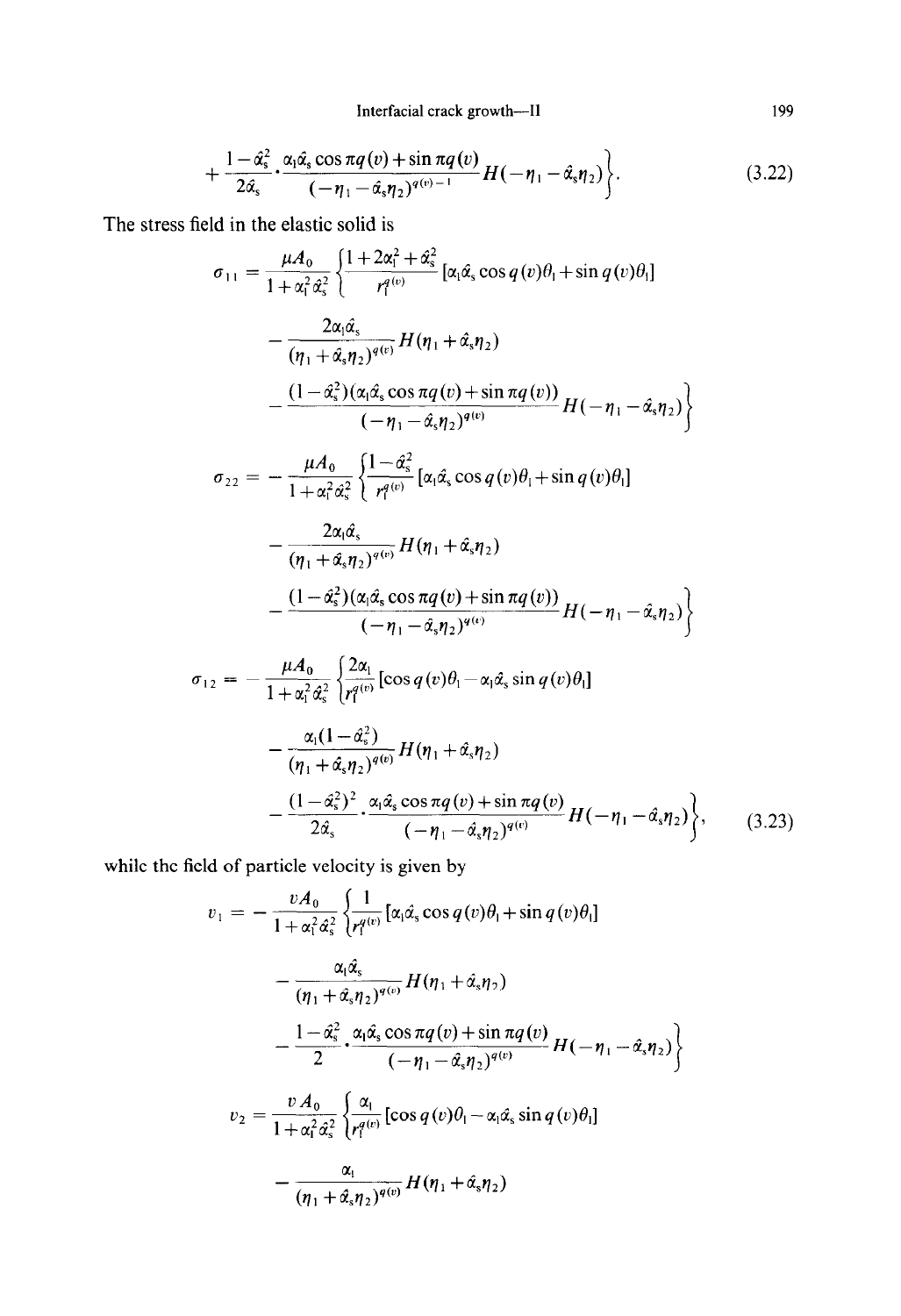$$+\frac{1-\hat{\alpha}_s^2}{2\hat{\alpha}_s}\cdot\frac{\alpha_1\hat{\alpha}_s\cos\pi q(v)+\sin\pi q(v)}{(-\eta_1-\hat{\alpha}_s\eta_2)^{q(v)-1}}H(-\eta_1-\hat{\alpha}_s\eta_2)\bigg\}. \tag{3.22}$$

The stress field in the elastic solid is

$$\sigma_{11} = \frac{\mu A_0}{1+\alpha_1^2\hat{\alpha}_s^2}\bigg\{\frac{1+2\alpha_1^2+\hat{\alpha}_s^2}{r_1^{q(v)}}[\alpha_1\hat{\alpha}_s\cos q(v)\theta_1+\sin q(v)\theta_1]$$

$$-\frac{2\alpha_1\hat{\alpha}_s}{(\eta_1+\hat{\alpha}_s\eta_2)^{q(v)}}H(\eta_1+\hat{\alpha}_s\eta_2)$$

$$-\frac{(1-\hat{\alpha}_s^2)(\alpha_1\hat{\alpha}_s\cos\pi q(v)+\sin\pi q(v))}{(-\eta_1-\hat{\alpha}_s\eta_2)^{q(v)}}H(-\eta_1-\hat{\alpha}_s\eta_2)\bigg\}$$

$$\sigma_{22} = -\frac{\mu A_0}{1+\alpha_1^2\hat{\alpha}_s^2}\bigg\{\frac{1-\hat{\alpha}_s^2}{r_1^{q(v)}}[\alpha_1\hat{\alpha}_s\cos q(v)\theta_1+\sin q(v)\theta_1]$$

$$-\frac{2\alpha_1\hat{\alpha}_s}{(\eta_1+\hat{\alpha}_s\eta_2)^{q(v)}}H(\eta_1+\hat{\alpha}_s\eta_2)$$

$$-\frac{(1-\hat{\alpha}_s^2)(\alpha_1\hat{\alpha}_s\cos\pi q(v)+\sin\pi q(v))}{(-\eta_1-\hat{\alpha}_s\eta_2)^{q(v)}}H(-\eta_1-\hat{\alpha}_s\eta_2)\bigg\}$$

$$\sigma_{12} = -\frac{\mu A_0}{1+\alpha_1^2\hat{\alpha}_s^2}\bigg\{\frac{2\alpha_1}{r_1^{q(v)}}[\cos q(v)\theta_1-\alpha_1\hat{\alpha}_s\sin q(v)\theta_1]$$

$$-\frac{\alpha_1(1-\hat{\alpha}_s^2)}{(\eta_1+\hat{\alpha}_s\eta_2)^{q(v)}}H(\eta_1+\hat{\alpha}_s\eta_2)$$

$$-\frac{(1-\hat{\alpha}_s^2)^2}{2\hat{\alpha}_s}\cdot\frac{\alpha_1\hat{\alpha}_s\cos\pi q(v)+\sin\pi q(v)}{(-\eta_1-\hat{\alpha}_s\eta_2)^{q(v)}}H(-\eta_1-\hat{\alpha}_s\eta_2)\bigg\}, \tag{3.23}$$

while the field of particle velocity is given by

$$v_1 = -\frac{vA_0}{1+\alpha_1^2\hat{\alpha}_s^2}\bigg\{\frac{1}{r_1^{q(v)}}[\alpha_1\hat{\alpha}_s\cos q(v)\theta_1+\sin q(v)\theta_1]$$

$$-\frac{\alpha_1\hat{\alpha}_s}{(\eta_1+\hat{\alpha}_s\eta_2)^{q(v)}}H(\eta_1+\hat{\alpha}_s\eta_2)$$

$$-\frac{1-\hat{\alpha}_s^2}{2}\cdot\frac{\alpha_1\hat{\alpha}_s\cos\pi q(v)+\sin\pi q(v)}{(-\eta_1-\hat{\alpha}_s\eta_2)^{q(v)}}H(-\eta_1-\hat{\alpha}_s\eta_2)\bigg\}$$

$$v_2 = \frac{vA_0}{1+\alpha_1^2\hat{\alpha}_s^2}\bigg\{\frac{\alpha_1}{r_1^{q(v)}}[\cos q(v)\theta_1-\alpha_1\hat{\alpha}_s\sin q(v)\theta_1]$$

$$-\frac{\alpha_1}{(\eta_1+\hat{\alpha}_s\eta_2)^{q(v)}}H(\eta_1+\hat{\alpha}_s\eta_2)$$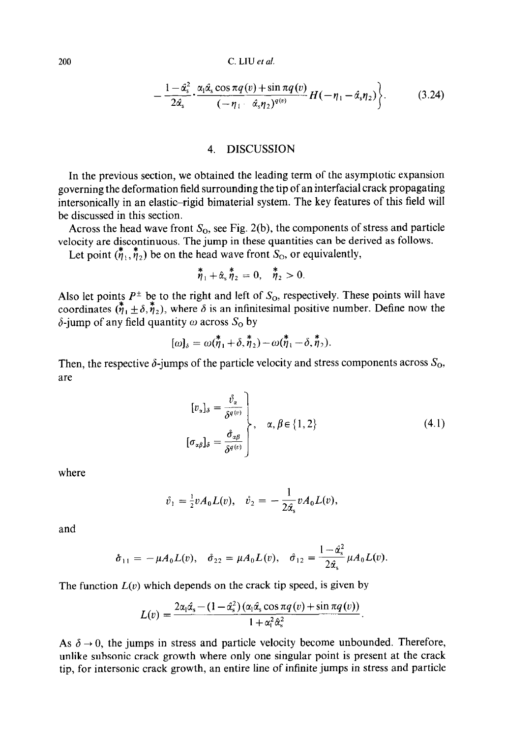$$-\frac{1-\hat{\alpha}_s^2}{2\hat{\alpha}_s}\cdot\frac{\alpha_1\hat{\alpha}_s\cos\pi q(v)+\sin\pi q(v)}{(-\eta_1-\hat{\alpha}_s\eta_2)^{q(v)}}H(-\eta_1-\hat{\alpha}_s\eta_2)\Bigg\}. \tag{3.24}$$

## 4. DISCUSSION

In the previous section, we obtained the leading term of the asymptotic expansion governing the deformation field surrounding the tip of an interfacial crack propagating intersonically in an elastic–rigid bimaterial system. The key features of this field will be discussed in this section.

Across the head wave front $S_O$, see Fig. 2(b), the components of stress and particle velocity are discontinuous. The jump in these quantities can be derived as follows.

Let point $(\overset{*}{\eta}_1, \overset{*}{\eta}_2)$ be on the head wave front $S_O$, or equivalently,

$$\overset{*}{\eta}_1 + \hat{\alpha}_s \overset{*}{\eta}_2 = 0, \quad \overset{*}{\eta}_2 > 0.$$

Also let points $P^{\pm}$ be to the right and left of $S_O$, respectively. These points will have coordinates $(\overset{*}{\eta}_1 \pm \delta, \overset{*}{\eta}_2)$, where $\delta$ is an infinitesimal positive number. Define now the $\delta$-jump of any field quantity $\omega$ across $S_O$ by

$$[\omega]_\delta = \omega(\overset{*}{\eta}_1 + \delta, \overset{*}{\eta}_2) - \omega(\overset{*}{\eta}_1 - \delta, \overset{*}{\eta}_2).$$

Then, the respective $\delta$-jumps of the particle velocity and stress components across $S_O$, are

$$\left.\begin{aligned}
[v_\alpha]_\delta &= \frac{\mathring{v}_\alpha}{\delta^{q(v)}} \\
[\sigma_{\alpha\beta}]_\delta &= \frac{\mathring{\sigma}_{\alpha\beta}}{\delta^{q(v)}}
\end{aligned}\right\}, \quad \alpha, \beta \in \{1, 2\} \tag{4.1}$$

where

$$\mathring{v}_1 = \tfrac{1}{2} v A_0 L(v), \quad \mathring{v}_2 = -\frac{1}{2\hat{\alpha}_s} v A_0 L(v),$$

and

$$\mathring{\sigma}_{11} = -\mu A_0 L(v), \quad \mathring{\sigma}_{22} = \mu A_0 L(v), \quad \mathring{\sigma}_{12} = \frac{1-\hat{\alpha}_s^2}{2\hat{\alpha}_s}\mu A_0 L(v).$$

The function $L(v)$ which depends on the crack tip speed, is given by

$$L(v) = \frac{2\alpha_1\hat{\alpha}_s - (1-\hat{\alpha}_s^2)(\alpha_1\hat{\alpha}_s\cos\pi q(v) + \sin\pi q(v))}{1+\alpha_1^2\hat{\alpha}_s^2}.$$

As $\delta \to 0$, the jumps in stress and particle velocity become unbounded. Therefore, unlike subsonic crack growth where only one singular point is present at the crack tip, for intersonic crack growth, an entire line of infinite jumps in stress and particle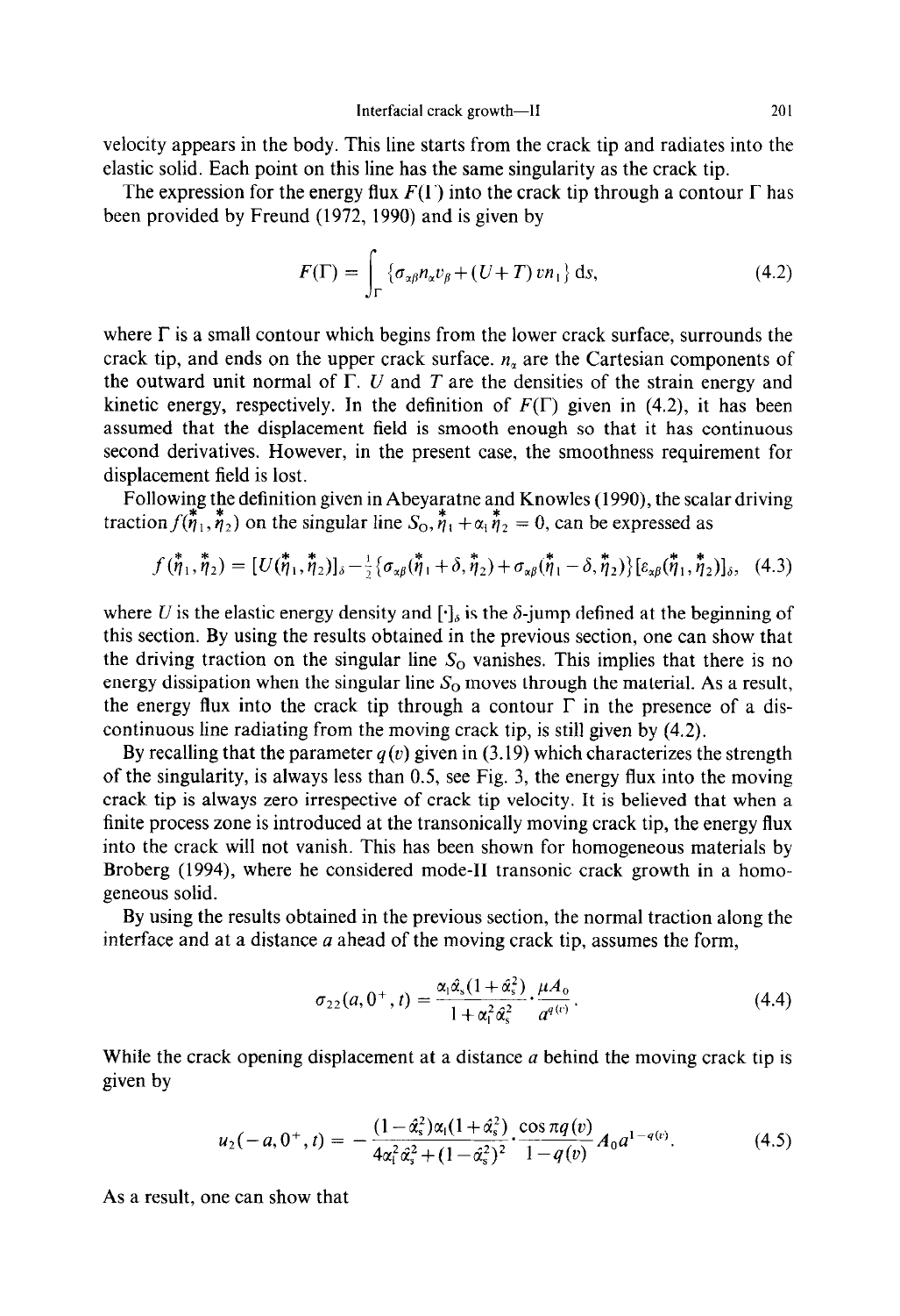velocity appears in the body. This line starts from the crack tip and radiates into the elastic solid. Each point on this line has the same singularity as the crack tip.

The expression for the energy flux $F(\Gamma)$ into the crack tip through a contour $\Gamma$ has been provided by Freund (1972, 1990) and is given by

$$F(\Gamma) = \int_{\Gamma} \{\sigma_{\alpha\beta} n_\alpha v_\beta + (U+T) v n_1\} \, ds, \tag{4.2}$$

where $\Gamma$ is a small contour which begins from the lower crack surface, surrounds the crack tip, and ends on the upper crack surface. $n_\alpha$ are the Cartesian components of the outward unit normal of $\Gamma$. $U$ and $T$ are the densities of the strain energy and kinetic energy, respectively. In the definition of $F(\Gamma)$ given in (4.2), it has been assumed that the displacement field is smooth enough so that it has continuous second derivatives. However, in the present case, the smoothness requirement for displacement field is lost.

Following the definition given in Abeyaratne and Knowles (1990), the scalar driving traction $f(\overset{*}{\eta}_1, \overset{*}{\eta}_2)$ on the singular line $S_O$, $\overset{*}{\eta}_1 + \alpha_1 \overset{*}{\eta}_2 = 0$, can be expressed as

$$f(\overset{*}{\eta}_1, \overset{*}{\eta}_2) = [U(\overset{*}{\eta}_1, \overset{*}{\eta}_2)]_\delta - \tfrac{1}{2}\{\sigma_{\alpha\beta}(\overset{*}{\eta}_1 + \delta, \overset{*}{\eta}_2) + \sigma_{\alpha\beta}(\overset{*}{\eta}_1 - \delta, \overset{*}{\eta}_2)\}[\varepsilon_{\alpha\beta}(\overset{*}{\eta}_1, \overset{*}{\eta}_2)]_\delta, \tag{4.3}$$

where $U$ is the elastic energy density and $[\cdot]_\delta$ is the $\delta$-jump defined at the beginning of this section. By using the results obtained in the previous section, one can show that the driving traction on the singular line $S_O$ vanishes. This implies that there is no energy dissipation when the singular line $S_O$ moves through the material. As a result, the energy flux into the crack tip through a contour $\Gamma$ in the presence of a discontinuous line radiating from the moving crack tip, is still given by (4.2).

By recalling that the parameter $q(v)$ given in (3.19) which characterizes the strength of the singularity, is always less than 0.5, see Fig. 3, the energy flux into the moving crack tip is always zero irrespective of crack tip velocity. It is believed that when a finite process zone is introduced at the transonically moving crack tip, the energy flux into the crack will not vanish. This has been shown for homogeneous materials by Broberg (1994), where he considered mode-II transonic crack growth in a homogeneous solid.

By using the results obtained in the previous section, the normal traction along the interface and at a distance $a$ ahead of the moving crack tip, assumes the form,

$$\sigma_{22}(a, 0^+, t) = \frac{\alpha_1 \hat{\alpha}_s (1+\hat{\alpha}_s^2)}{1+\alpha_1^2 \hat{\alpha}_s^2} \cdot \frac{\mu A_0}{a^{q(v)}}. \tag{4.4}$$

While the crack opening displacement at a distance $a$ behind the moving crack tip is given by

$$u_2(-a, 0^+, t) = -\frac{(1-\hat{\alpha}_s^2)\alpha_1(1+\hat{\alpha}_s^2)}{4\alpha_1^2\hat{\alpha}_s^2 + (1-\hat{\alpha}_s^2)^2} \cdot \frac{\cos \pi q(v)}{1-q(v)} A_0 a^{1-q(v)}. \tag{4.5}$$

As a result, one can show that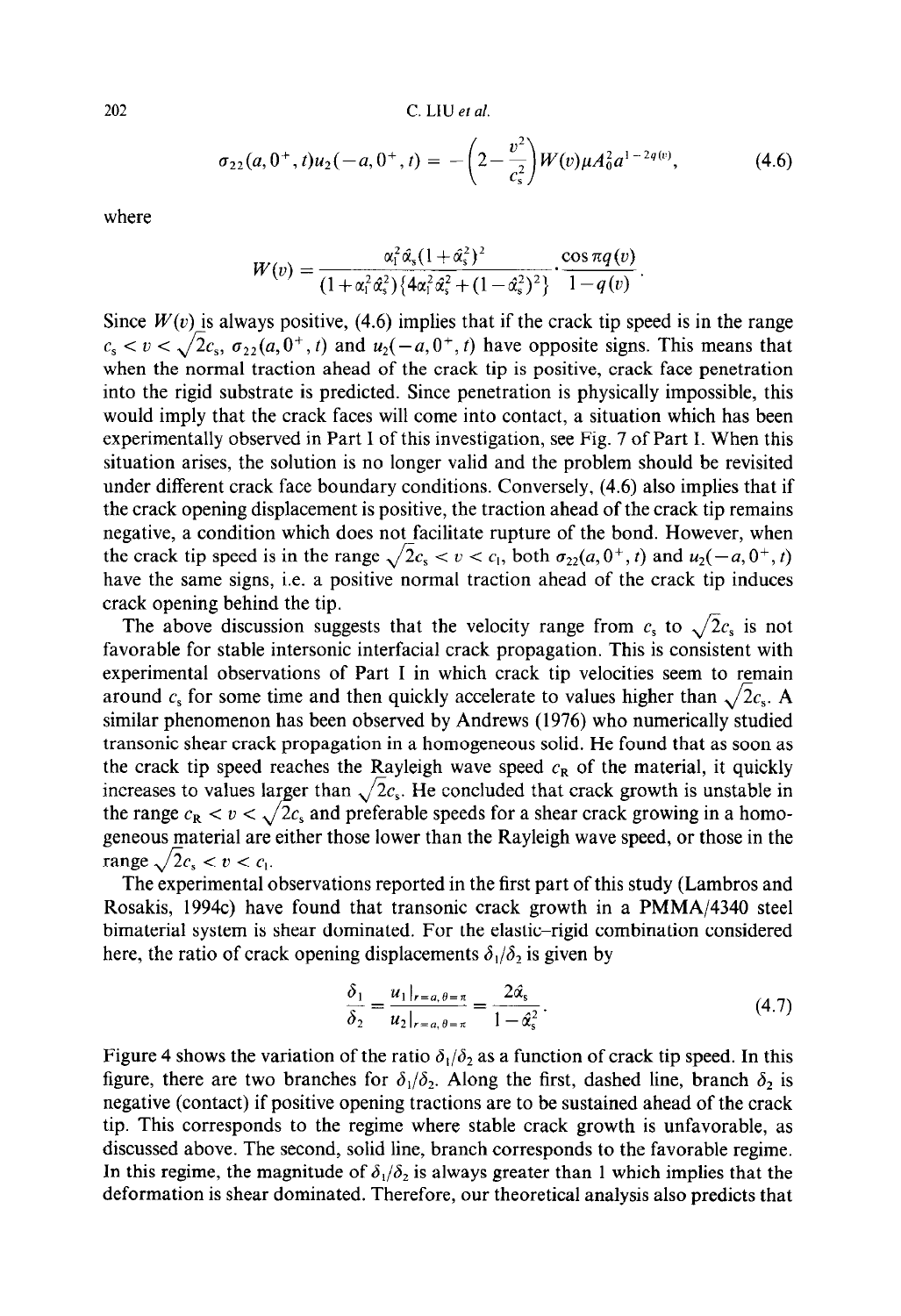$$\sigma_{22}(a,0^+,t)u_2(-a,0^+,t) = -\left(2-\frac{v^2}{c_s^2}\right)W(v)\mu A_0^2 a^{1-2q(v)}, \tag{4.6}$$

where

$$W(v) = \frac{\alpha_l^2\hat{\alpha}_s(1+\hat{\alpha}_s^2)^2}{(1+\alpha_l^2\hat{\alpha}_s^2)\{4\alpha_l^2\hat{\alpha}_s^2+(1-\hat{\alpha}_s^2)^2\}}\cdot\frac{\cos\pi q(v)}{1-q(v)}.$$

Since $W(v)$ is always positive, (4.6) implies that if the crack tip speed is in the range $c_s < v < \sqrt{2}c_s$, $\sigma_{22}(a,0^+,t)$ and $u_2(-a,0^+,t)$ have opposite signs. This means that when the normal traction ahead of the crack tip is positive, crack face penetration into the rigid substrate is predicted. Since penetration is physically impossible, this would imply that the crack faces will come into contact, a situation which has been experimentally observed in Part I of this investigation, see Fig. 7 of Part I. When this situation arises, the solution is no longer valid and the problem should be revisited under different crack face boundary conditions. Conversely, (4.6) also implies that if the crack opening displacement is positive, the traction ahead of the crack tip remains negative, a condition which does not facilitate rupture of the bond. However, when the crack tip speed is in the range $\sqrt{2}c_s < v < c_l$, both $\sigma_{22}(a,0^+,t)$ and $u_2(-a,0^+,t)$ have the same signs, i.e. a positive normal traction ahead of the crack tip induces crack opening behind the tip.

The above discussion suggests that the velocity range from $c_s$ to $\sqrt{2}c_s$ is not favorable for stable intersonic interfacial crack propagation. This is consistent with experimental observations of Part I in which crack tip velocities seem to remain around $c_s$ for some time and then quickly accelerate to values higher than $\sqrt{2}c_s$. A similar phenomenon has been observed by Andrews (1976) who numerically studied transonic shear crack propagation in a homogeneous solid. He found that as soon as the crack tip speed reaches the Rayleigh wave speed $c_R$ of the material, it quickly increases to values larger than $\sqrt{2}c_s$. He concluded that crack growth is unstable in the range $c_R < v < \sqrt{2}c_s$ and preferable speeds for a shear crack growing in a homogeneous material are either those lower than the Rayleigh wave speed, or those in the range $\sqrt{2}c_s < v < c_l$.

The experimental observations reported in the first part of this study (Lambros and Rosakis, 1994c) have found that transonic crack growth in a PMMA/4340 steel bimaterial system is shear dominated. For the elastic–rigid combination considered here, the ratio of crack opening displacements $\delta_1/\delta_2$ is given by

$$\frac{\delta_1}{\delta_2} = \frac{u_1|_{r=a,\theta=\pi}}{u_2|_{r=a,\theta=\pi}} = \frac{2\hat{\alpha}_s}{1-\hat{\alpha}_s^2}. \tag{4.7}$$

Figure 4 shows the variation of the ratio $\delta_1/\delta_2$ as a function of crack tip speed. In this figure, there are two branches for $\delta_1/\delta_2$. Along the first, dashed line, branch $\delta_2$ is negative (contact) if positive opening tractions are to be sustained ahead of the crack tip. This corresponds to the regime where stable crack growth is unfavorable, as discussed above. The second, solid line, branch corresponds to the favorable regime. In this regime, the magnitude of $\delta_1/\delta_2$ is always greater than 1 which implies that the deformation is shear dominated. Therefore, our theoretical analysis also predicts that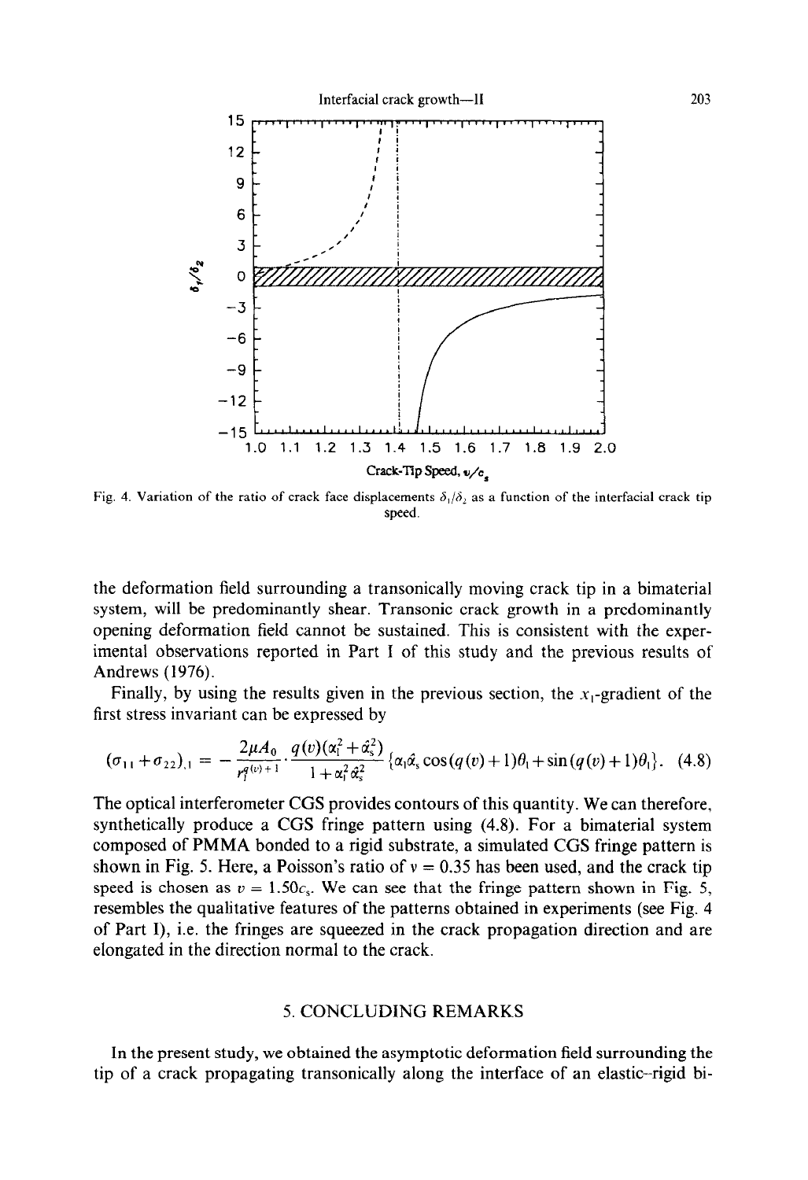Fig. 4. Variation of the ratio of crack face displacements $\delta_1/\delta_2$ as a function of the interfacial crack tip speed.

the deformation field surrounding a transonically moving crack tip in a bimaterial system, will be predominantly shear. Transonic crack growth in a predominantly opening deformation field cannot be sustained. This is consistent with the experimental observations reported in Part I of this study and the previous results of Andrews (1976).

Finally, by using the results given in the previous section, the $x_1$-gradient of the first stress invariant can be expressed by

$$(\sigma_{11}+\sigma_{22})_{,1} = -\frac{2\mu A_0}{r_l^{q(v)+1}} \cdot \frac{q(v)(\alpha_l^2+\hat{\alpha}_s^2)}{1+\alpha_l^2\hat{\alpha}_s^2}\{\alpha_l\hat{\alpha}_s\cos(q(v)+1)\theta_l+\sin(q(v)+1)\theta_l\}. \quad (4.8)$$

The optical interferometer CGS provides contours of this quantity. We can therefore, synthetically produce a CGS fringe pattern using (4.8). For a bimaterial system composed of PMMA bonded to a rigid substrate, a simulated CGS fringe pattern is shown in Fig. 5. Here, a Poisson's ratio of $\nu = 0.35$ has been used, and the crack tip speed is chosen as $v = 1.50c_s$. We can see that the fringe pattern shown in Fig. 5, resembles the qualitative features of the patterns obtained in experiments (see Fig. 4 of Part I), i.e. the fringes are squeezed in the crack propagation direction and are elongated in the direction normal to the crack.

## 5. CONCLUDING REMARKS

In the present study, we obtained the asymptotic deformation field surrounding the tip of a crack propagating transonically along the interface of an elastic–rigid bi-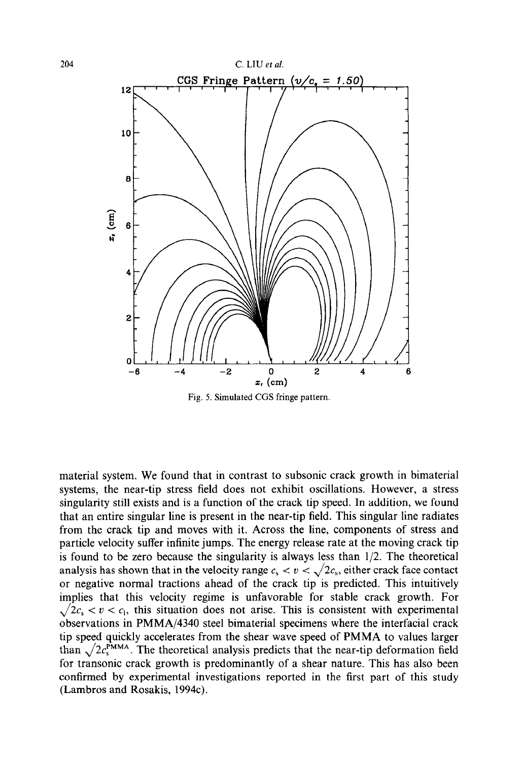Fig. 5. Simulated CGS fringe pattern.

material system. We found that in contrast to subsonic crack growth in bimaterial systems, the near-tip stress field does not exhibit oscillations. However, a stress singularity still exists and is a function of the crack tip speed. In addition, we found that an entire singular line is present in the near-tip field. This singular line radiates from the crack tip and moves with it. Across the line, components of stress and particle velocity suffer infinite jumps. The energy release rate at the moving crack tip is found to be zero because the singularity is always less than 1/2. The theoretical analysis has shown that in the velocity range $c_s < v < \sqrt{2}c_s$, either crack face contact or negative normal tractions ahead of the crack tip is predicted. This intuitively implies that this velocity regime is unfavorable for stable crack growth. For $\sqrt{2}c_s < v < c_l$, this situation does not arise. This is consistent with experimental observations in PMMA/4340 steel bimaterial specimens where the interfacial crack tip speed quickly accelerates from the shear wave speed of PMMA to values larger than $\sqrt{2}c_s^{PMMA}$. The theoretical analysis predicts that the near-tip deformation field for transonic crack growth is predominantly of a shear nature. This has also been confirmed by experimental investigations reported in the first part of this study (Lambros and Rosakis, 1994c).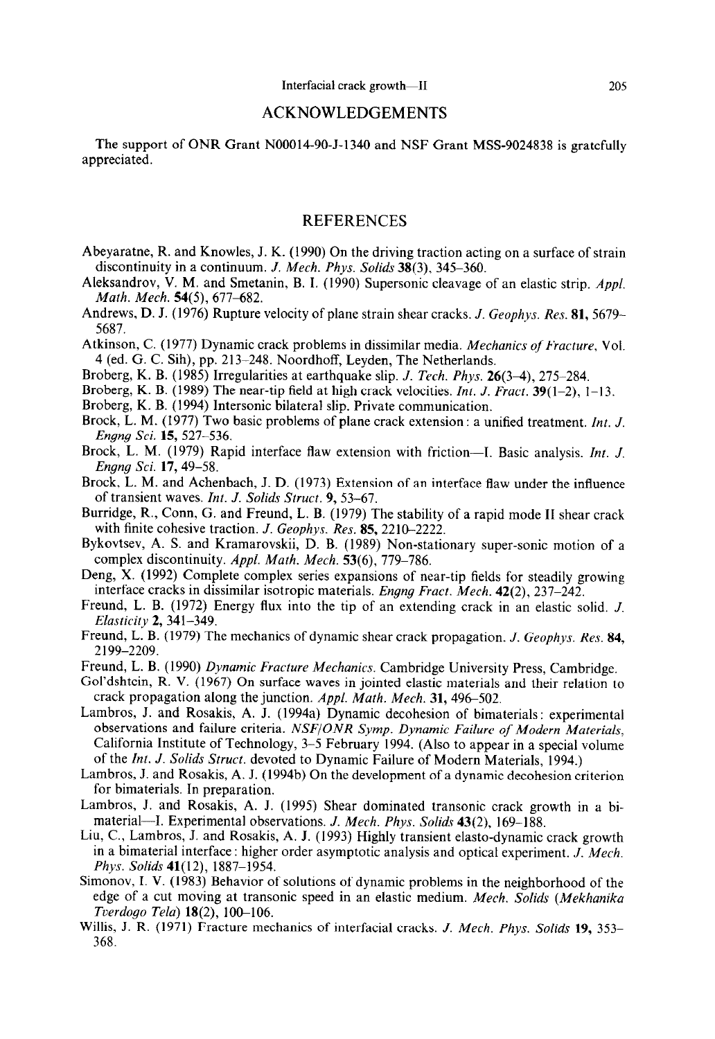## ACKNOWLEDGEMENTS

The support of ONR Grant N00014-90-J-1340 and NSF Grant MSS-9024838 is gratefully appreciated.

## REFERENCES

Abeyaratne, R. and Knowles, J. K. (1990) On the driving traction acting on a surface of strain discontinuity in a continuum. *J. Mech. Phys. Solids* **38**(3), 345–360.

Aleksandrov, V. M. and Smetanin, B. I. (1990) Supersonic cleavage of an elastic strip. *Appl. Math. Mech.* **54**(5), 677–682.

Andrews, D. J. (1976) Rupture velocity of plane strain shear cracks. *J. Geophys. Res.* **81**, 5679–5687.

Atkinson, C. (1977) Dynamic crack problems in dissimilar media. *Mechanics of Fracture*, Vol. 4 (ed. G. C. Sih), pp. 213–248. Noordhoff, Leyden, The Netherlands.

Broberg, K. B. (1985) Irregularities at earthquake slip. *J. Tech. Phys.* **26**(3–4), 275–284.

Broberg, K. B. (1989) The near-tip field at high crack velocities. *Int. J. Fract.* **39**(1–2), 1–13.

Broberg, K. B. (1994) Intersonic bilateral slip. Private communication.

Brock, L. M. (1977) Two basic problems of plane crack extension: a unified treatment. *Int. J. Engng Sci.* **15**, 527–536.

Brock, L. M. (1979) Rapid interface flaw extension with friction—I. Basic analysis. *Int. J. Engng Sci.* **17**, 49–58.

Brock, L. M. and Achenbach, J. D. (1973) Extension of an interface flaw under the influence of transient waves. *Int. J. Solids Struct.* **9**, 53–67.

Burridge, R., Conn, G. and Freund, L. B. (1979) The stability of a rapid mode II shear crack with finite cohesive traction. *J. Geophys. Res.* **85**, 2210–2222.

Bykovtsev, A. S. and Kramarovskii, D. B. (1989) Non-stationary super-sonic motion of a complex discontinuity. *Appl. Math. Mech.* **53**(6), 779–786.

Deng, X. (1992) Complete complex series expansions of near-tip fields for steadily growing interface cracks in dissimilar isotropic materials. *Engng Fract. Mech.* **42**(2), 237–242.

Freund, L. B. (1972) Energy flux into the tip of an extending crack in an elastic solid. *J. Elasticity* **2**, 341–349.

Freund, L. B. (1979) The mechanics of dynamic shear crack propagation. *J. Geophys. Res.* **84**, 2199–2209.

Freund, L. B. (1990) *Dynamic Fracture Mechanics*. Cambridge University Press, Cambridge.

Gol'dshtein, R. V. (1967) On surface waves in jointed elastic materials and their relation to crack propagation along the junction. *Appl. Math. Mech.* **31**, 496–502.

Lambros, J. and Rosakis, A. J. (1994a) Dynamic decohesion of bimaterials: experimental observations and failure criteria. *NSF/ONR Symp. Dynamic Failure of Modern Materials*, California Institute of Technology, 3–5 February 1994. (Also to appear in a special volume of the *Int. J. Solids Struct.* devoted to Dynamic Failure of Modern Materials, 1994.)

Lambros, J. and Rosakis, A. J. (1994b) On the development of a dynamic decohesion criterion for bimaterials. In preparation.

Lambros, J. and Rosakis, A. J. (1995) Shear dominated transonic crack growth in a bimaterial—I. Experimental observations. *J. Mech. Phys. Solids* **43**(2), 169–188.

Liu, C., Lambros, J. and Rosakis, A. J. (1993) Highly transient elasto-dynamic crack growth in a bimaterial interface: higher order asymptotic analysis and optical experiment. *J. Mech. Phys. Solids* **41**(12), 1887–1954.

Simonov, I. V. (1983) Behavior of solutions of dynamic problems in the neighborhood of the edge of a cut moving at transonic speed in an elastic medium. *Mech. Solids (Mekhanika Tverdogo Tela)* **18**(2), 100–106.

Willis, J. R. (1971) Fracture mechanics of interfacial cracks. *J. Mech. Phys. Solids* **19**, 353–368.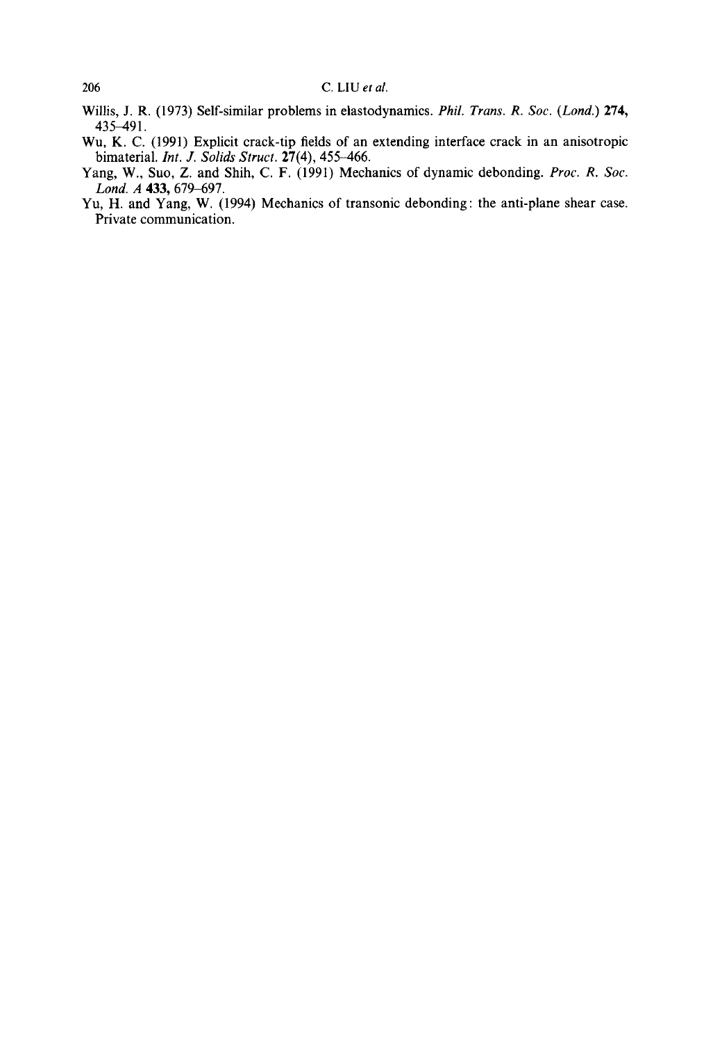Willis, J. R. (1973) Self-similar problems in elastodynamics. *Phil. Trans. R. Soc. (Lond.)* **274,** 435–491.

Wu, K. C. (1991) Explicit crack-tip fields of an extending interface crack in an anisotropic bimaterial. *Int. J. Solids Struct.* **27**(4), 455–466.

Yang, W., Suo, Z. and Shih, C. F. (1991) Mechanics of dynamic debonding. *Proc. R. Soc. Lond. A* **433,** 679–697.

Yu, H. and Yang, W. (1994) Mechanics of transonic debonding: the anti-plane shear case. Private communication.